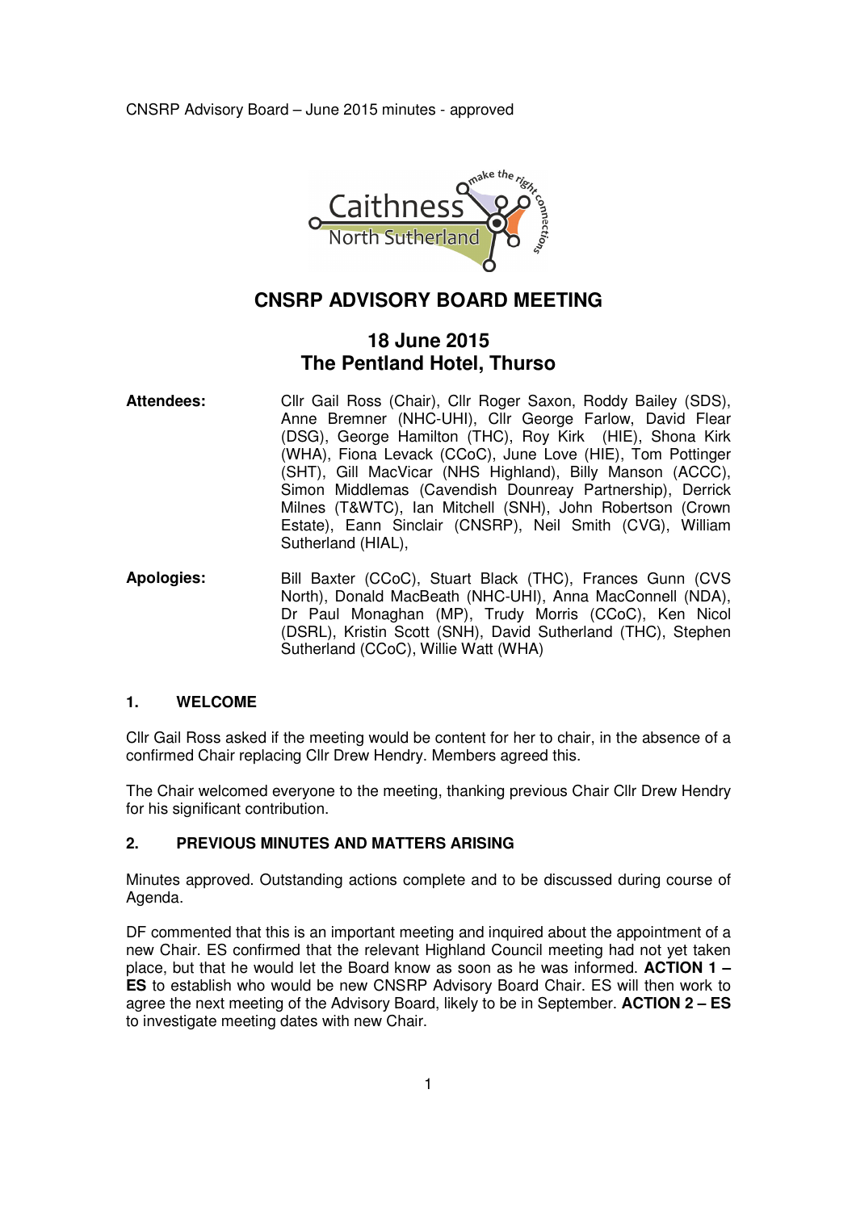CNSRP Advisory Board – June 2015 minutes - approved

# CNSRP ADVISORY BOARD MEETING

## 18 June 2015
## The Pentland Hotel, Thurso

**Attendees:** Cllr Gail Ross (Chair), Cllr Roger Saxon, Roddy Bailey (SDS), Anne Bremner (NHC-UHI), Cllr George Farlow, David Flear (DSG), George Hamilton (THC), Roy Kirk (HIE), Shona Kirk (WHA), Fiona Levack (CCoC), June Love (HIE), Tom Pottinger (SHT), Gill MacVicar (NHS Highland), Billy Manson (ACCC), Simon Middlemas (Cavendish Dounreay Partnership), Derrick Milnes (T&WTC), Ian Mitchell (SNH), John Robertson (Crown Estate), Eann Sinclair (CNSRP), Neil Smith (CVG), William Sutherland (HIAL),

**Apologies:** Bill Baxter (CCoC), Stuart Black (THC), Frances Gunn (CVS North), Donald MacBeath (NHC-UHI), Anna MacConnell (NDA), Dr Paul Monaghan (MP), Trudy Morris (CCoC), Ken Nicol (DSRL), Kristin Scott (SNH), David Sutherland (THC), Stephen Sutherland (CCoC), Willie Watt (WHA)

### 1. WELCOME

Cllr Gail Ross asked if the meeting would be content for her to chair, in the absence of a confirmed Chair replacing Cllr Drew Hendry. Members agreed this.

The Chair welcomed everyone to the meeting, thanking previous Chair Cllr Drew Hendry for his significant contribution.

### 2. PREVIOUS MINUTES AND MATTERS ARISING

Minutes approved. Outstanding actions complete and to be discussed during course of Agenda.

DF commented that this is an important meeting and inquired about the appointment of a new Chair. ES confirmed that the relevant Highland Council meeting had not yet taken place, but that he would let the Board know as soon as he was informed. **ACTION 1 – ES** to establish who would be new CNSRP Advisory Board Chair. ES will then work to agree the next meeting of the Advisory Board, likely to be in September. **ACTION 2 – ES** to investigate meeting dates with new Chair.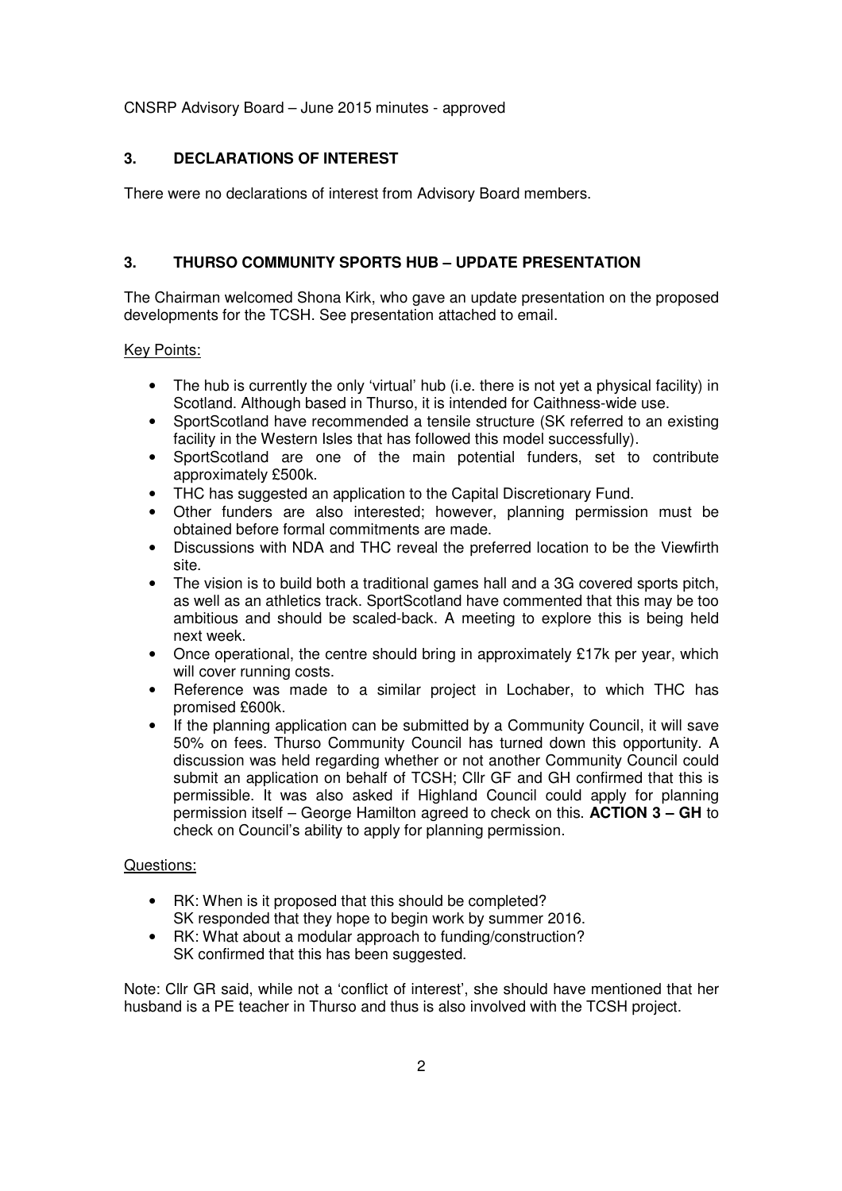## 3. DECLARATIONS OF INTEREST

There were no declarations of interest from Advisory Board members.

## 3. THURSO COMMUNITY SPORTS HUB – UPDATE PRESENTATION

The Chairman welcomed Shona Kirk, who gave an update presentation on the proposed developments for the TCSH. See presentation attached to email.

Key Points:

- The hub is currently the only 'virtual' hub (i.e. there is not yet a physical facility) in Scotland. Although based in Thurso, it is intended for Caithness-wide use.
- SportScotland have recommended a tensile structure (SK referred to an existing facility in the Western Isles that has followed this model successfully).
- SportScotland are one of the main potential funders, set to contribute approximately £500k.
- THC has suggested an application to the Capital Discretionary Fund.
- Other funders are also interested; however, planning permission must be obtained before formal commitments are made.
- Discussions with NDA and THC reveal the preferred location to be the Viewfirth site.
- The vision is to build both a traditional games hall and a 3G covered sports pitch, as well as an athletics track. SportScotland have commented that this may be too ambitious and should be scaled-back. A meeting to explore this is being held next week.
- Once operational, the centre should bring in approximately £17k per year, which will cover running costs.
- Reference was made to a similar project in Lochaber, to which THC has promised £600k.
- If the planning application can be submitted by a Community Council, it will save 50% on fees. Thurso Community Council has turned down this opportunity. A discussion was held regarding whether or not another Community Council could submit an application on behalf of TCSH; Cllr GF and GH confirmed that this is permissible. It was also asked if Highland Council could apply for planning permission itself – George Hamilton agreed to check on this. **ACTION 3 – GH** to check on Council's ability to apply for planning permission.

Questions:

- RK: When is it proposed that this should be completed?
  SK responded that they hope to begin work by summer 2016.
- RK: What about a modular approach to funding/construction?
  SK confirmed that this has been suggested.

Note: Cllr GR said, while not a 'conflict of interest', she should have mentioned that her husband is a PE teacher in Thurso and thus is also involved with the TCSH project.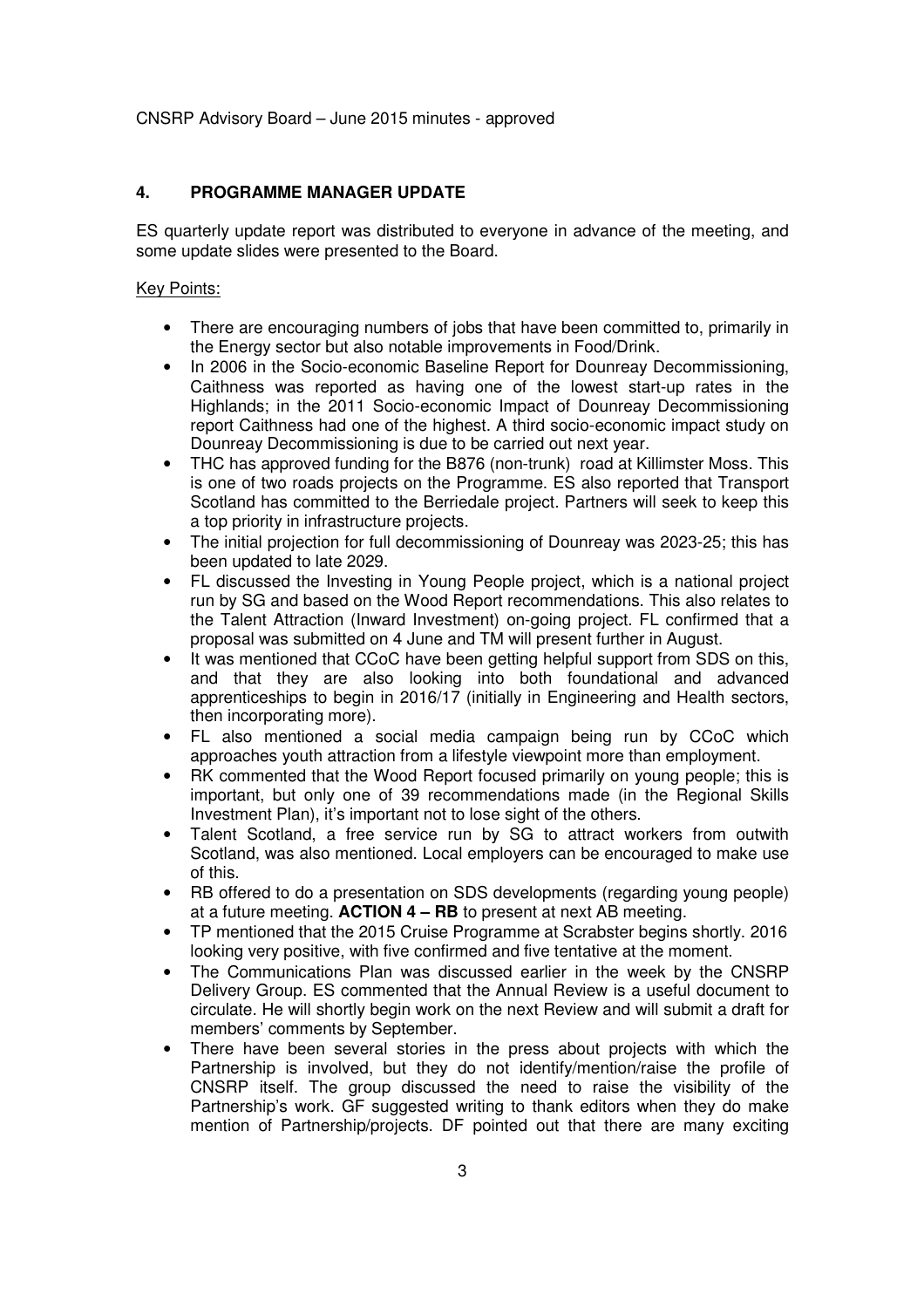## 4. PROGRAMME MANAGER UPDATE

ES quarterly update report was distributed to everyone in advance of the meeting, and some update slides were presented to the Board.

Key Points:

- There are encouraging numbers of jobs that have been committed to, primarily in the Energy sector but also notable improvements in Food/Drink.
- In 2006 in the Socio-economic Baseline Report for Dounreay Decommissioning, Caithness was reported as having one of the lowest start-up rates in the Highlands; in the 2011 Socio-economic Impact of Dounreay Decommissioning report Caithness had one of the highest. A third socio-economic impact study on Dounreay Decommissioning is due to be carried out next year.
- THC has approved funding for the B876 (non-trunk) road at Killimster Moss. This is one of two roads projects on the Programme. ES also reported that Transport Scotland has committed to the Berriedale project. Partners will seek to keep this a top priority in infrastructure projects.
- The initial projection for full decommissioning of Dounreay was 2023-25; this has been updated to late 2029.
- FL discussed the Investing in Young People project, which is a national project run by SG and based on the Wood Report recommendations. This also relates to the Talent Attraction (Inward Investment) on-going project. FL confirmed that a proposal was submitted on 4 June and TM will present further in August.
- It was mentioned that CCoC have been getting helpful support from SDS on this, and that they are also looking into both foundational and advanced apprenticeships to begin in 2016/17 (initially in Engineering and Health sectors, then incorporating more).
- FL also mentioned a social media campaign being run by CCoC which approaches youth attraction from a lifestyle viewpoint more than employment.
- RK commented that the Wood Report focused primarily on young people; this is important, but only one of 39 recommendations made (in the Regional Skills Investment Plan), it's important not to lose sight of the others.
- Talent Scotland, a free service run by SG to attract workers from outwith Scotland, was also mentioned. Local employers can be encouraged to make use of this.
- RB offered to do a presentation on SDS developments (regarding young people) at a future meeting. **ACTION 4 – RB** to present at next AB meeting.
- TP mentioned that the 2015 Cruise Programme at Scrabster begins shortly. 2016 looking very positive, with five confirmed and five tentative at the moment.
- The Communications Plan was discussed earlier in the week by the CNSRP Delivery Group. ES commented that the Annual Review is a useful document to circulate. He will shortly begin work on the next Review and will submit a draft for members' comments by September.
- There have been several stories in the press about projects with which the Partnership is involved, but they do not identify/mention/raise the profile of CNSRP itself. The group discussed the need to raise the visibility of the Partnership's work. GF suggested writing to thank editors when they do make mention of Partnership/projects. DF pointed out that there are many exciting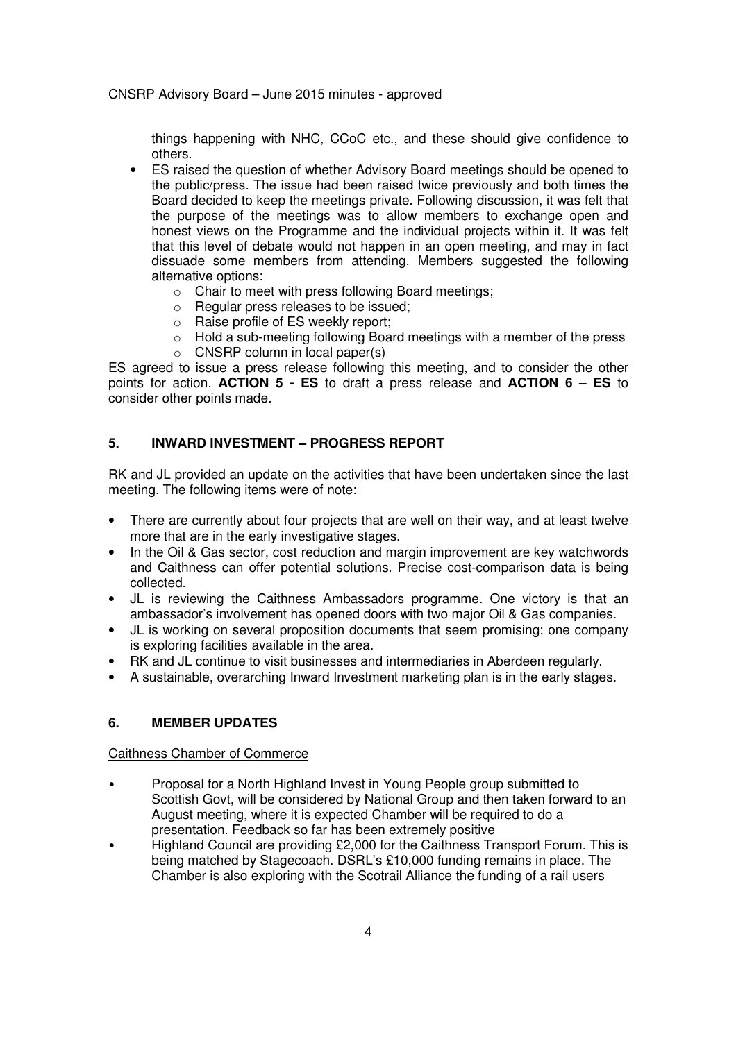things happening with NHC, CCoC etc., and these should give confidence to others.

- ES raised the question of whether Advisory Board meetings should be opened to the public/press. The issue had been raised twice previously and both times the Board decided to keep the meetings private. Following discussion, it was felt that the purpose of the meetings was to allow members to exchange open and honest views on the Programme and the individual projects within it. It was felt that this level of debate would not happen in an open meeting, and may in fact dissuade some members from attending. Members suggested the following alternative options:
    - Chair to meet with press following Board meetings;
    - Regular press releases to be issued;
    - Raise profile of ES weekly report;
    - Hold a sub-meeting following Board meetings with a member of the press
    - CNSRP column in local paper(s)

ES agreed to issue a press release following this meeting, and to consider the other points for action. **ACTION 5 - ES** to draft a press release and **ACTION 6 – ES** to consider other points made.

## 5. INWARD INVESTMENT – PROGRESS REPORT

RK and JL provided an update on the activities that have been undertaken since the last meeting. The following items were of note:

- There are currently about four projects that are well on their way, and at least twelve more that are in the early investigative stages.
- In the Oil & Gas sector, cost reduction and margin improvement are key watchwords and Caithness can offer potential solutions. Precise cost-comparison data is being collected.
- JL is reviewing the Caithness Ambassadors programme. One victory is that an ambassador's involvement has opened doors with two major Oil & Gas companies.
- JL is working on several proposition documents that seem promising; one company is exploring facilities available in the area.
- RK and JL continue to visit businesses and intermediaries in Aberdeen regularly.
- A sustainable, overarching Inward Investment marketing plan is in the early stages.

## 6. MEMBER UPDATES

<u>Caithness Chamber of Commerce</u>

- Proposal for a North Highland Invest in Young People group submitted to Scottish Govt, will be considered by National Group and then taken forward to an August meeting, where it is expected Chamber will be required to do a presentation. Feedback so far has been extremely positive
- Highland Council are providing £2,000 for the Caithness Transport Forum. This is being matched by Stagecoach. DSRL's £10,000 funding remains in place. The Chamber is also exploring with the Scotrail Alliance the funding of a rail users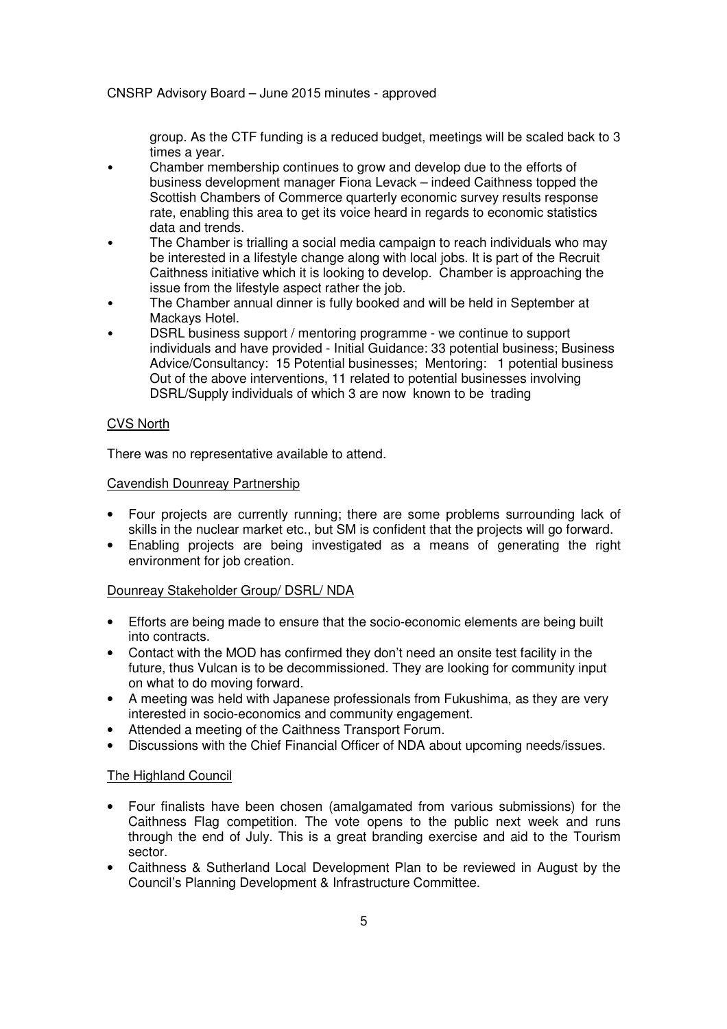group. As the CTF funding is a reduced budget, meetings will be scaled back to 3 times a year.

- Chamber membership continues to grow and develop due to the efforts of business development manager Fiona Levack – indeed Caithness topped the Scottish Chambers of Commerce quarterly economic survey results response rate, enabling this area to get its voice heard in regards to economic statistics data and trends.
- The Chamber is trialling a social media campaign to reach individuals who may be interested in a lifestyle change along with local jobs. It is part of the Recruit Caithness initiative which it is looking to develop. Chamber is approaching the issue from the lifestyle aspect rather the job.
- The Chamber annual dinner is fully booked and will be held in September at Mackays Hotel.
- DSRL business support / mentoring programme - we continue to support individuals and have provided - Initial Guidance: 33 potential business; Business Advice/Consultancy: 15 Potential businesses; Mentoring: 1 potential business Out of the above interventions, 11 related to potential businesses involving DSRL/Supply individuals of which 3 are now known to be trading

<u>CVS North</u>

There was no representative available to attend.

<u>Cavendish Dounreay Partnership</u>

- Four projects are currently running; there are some problems surrounding lack of skills in the nuclear market etc., but SM is confident that the projects will go forward.
- Enabling projects are being investigated as a means of generating the right environment for job creation.

<u>Dounreay Stakeholder Group/ DSRL/ NDA</u>

- Efforts are being made to ensure that the socio-economic elements are being built into contracts.
- Contact with the MOD has confirmed they don't need an onsite test facility in the future, thus Vulcan is to be decommissioned. They are looking for community input on what to do moving forward.
- A meeting was held with Japanese professionals from Fukushima, as they are very interested in socio-economics and community engagement.
- Attended a meeting of the Caithness Transport Forum.
- Discussions with the Chief Financial Officer of NDA about upcoming needs/issues.

<u>The Highland Council</u>

- Four finalists have been chosen (amalgamated from various submissions) for the Caithness Flag competition. The vote opens to the public next week and runs through the end of July. This is a great branding exercise and aid to the Tourism sector.
- Caithness & Sutherland Local Development Plan to be reviewed in August by the Council's Planning Development & Infrastructure Committee.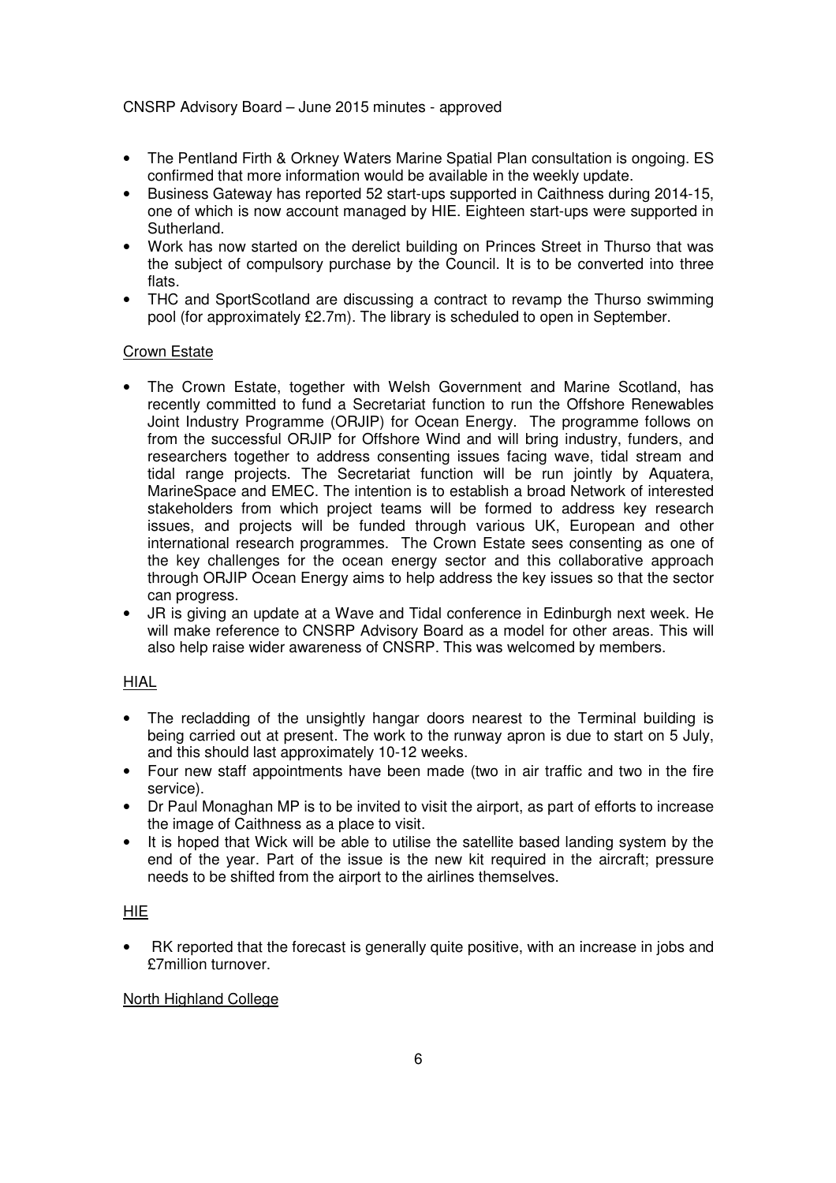- The Pentland Firth & Orkney Waters Marine Spatial Plan consultation is ongoing. ES confirmed that more information would be available in the weekly update.
- Business Gateway has reported 52 start-ups supported in Caithness during 2014-15, one of which is now account managed by HIE. Eighteen start-ups were supported in Sutherland.
- Work has now started on the derelict building on Princes Street in Thurso that was the subject of compulsory purchase by the Council. It is to be converted into three flats.
- THC and SportScotland are discussing a contract to revamp the Thurso swimming pool (for approximately £2.7m). The library is scheduled to open in September.

<u>Crown Estate</u>

- The Crown Estate, together with Welsh Government and Marine Scotland, has recently committed to fund a Secretariat function to run the Offshore Renewables Joint Industry Programme (ORJIP) for Ocean Energy. The programme follows on from the successful ORJIP for Offshore Wind and will bring industry, funders, and researchers together to address consenting issues facing wave, tidal stream and tidal range projects. The Secretariat function will be run jointly by Aquatera, MarineSpace and EMEC. The intention is to establish a broad Network of interested stakeholders from which project teams will be formed to address key research issues, and projects will be funded through various UK, European and other international research programmes. The Crown Estate sees consenting as one of the key challenges for the ocean energy sector and this collaborative approach through ORJIP Ocean Energy aims to help address the key issues so that the sector can progress.
- JR is giving an update at a Wave and Tidal conference in Edinburgh next week. He will make reference to CNSRP Advisory Board as a model for other areas. This will also help raise wider awareness of CNSRP. This was welcomed by members.

<u>HIAL</u>

- The recladding of the unsightly hangar doors nearest to the Terminal building is being carried out at present. The work to the runway apron is due to start on 5 July, and this should last approximately 10-12 weeks.
- Four new staff appointments have been made (two in air traffic and two in the fire service).
- Dr Paul Monaghan MP is to be invited to visit the airport, as part of efforts to increase the image of Caithness as a place to visit.
- It is hoped that Wick will be able to utilise the satellite based landing system by the end of the year. Part of the issue is the new kit required in the aircraft; pressure needs to be shifted from the airport to the airlines themselves.

<u>HIE</u>

- RK reported that the forecast is generally quite positive, with an increase in jobs and £7million turnover.

<u>North Highland College</u>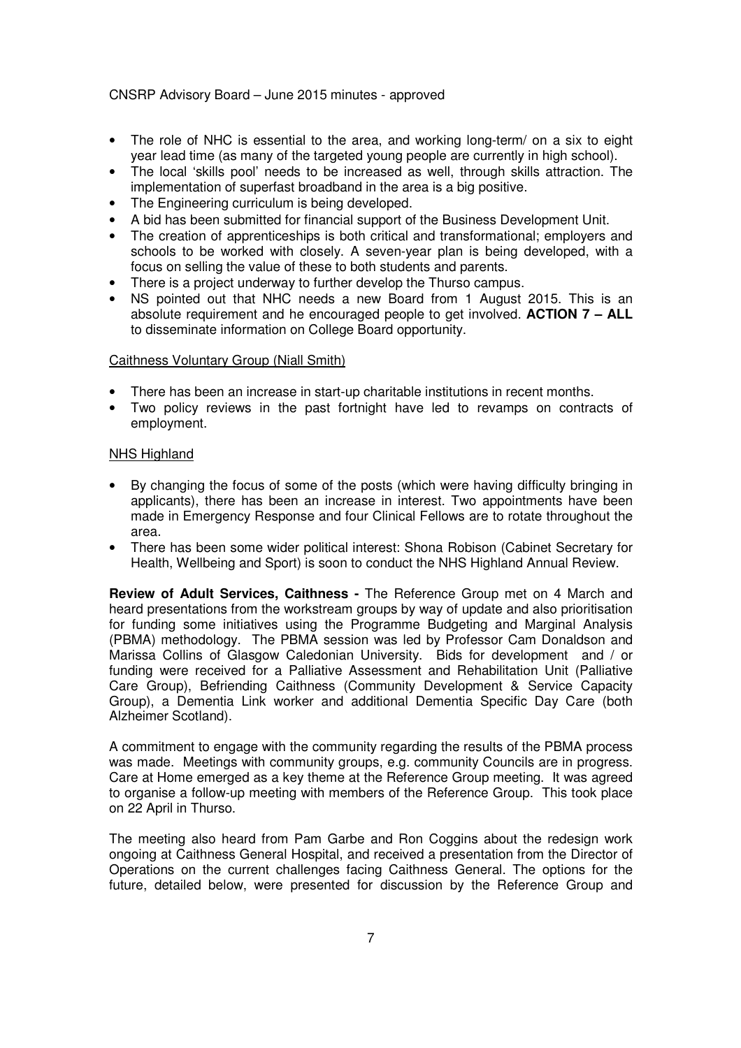- The role of NHC is essential to the area, and working long-term/ on a six to eight year lead time (as many of the targeted young people are currently in high school).
- The local 'skills pool' needs to be increased as well, through skills attraction. The implementation of superfast broadband in the area is a big positive.
- The Engineering curriculum is being developed.
- A bid has been submitted for financial support of the Business Development Unit.
- The creation of apprenticeships is both critical and transformational; employers and schools to be worked with closely. A seven-year plan is being developed, with a focus on selling the value of these to both students and parents.
- There is a project underway to further develop the Thurso campus.
- NS pointed out that NHC needs a new Board from 1 August 2015. This is an absolute requirement and he encouraged people to get involved. **ACTION 7 – ALL** to disseminate information on College Board opportunity.

Caithness Voluntary Group (Niall Smith)

- There has been an increase in start-up charitable institutions in recent months.
- Two policy reviews in the past fortnight have led to revamps on contracts of employment.

NHS Highland

- By changing the focus of some of the posts (which were having difficulty bringing in applicants), there has been an increase in interest. Two appointments have been made in Emergency Response and four Clinical Fellows are to rotate throughout the area.
- There has been some wider political interest: Shona Robison (Cabinet Secretary for Health, Wellbeing and Sport) is soon to conduct the NHS Highland Annual Review.

**Review of Adult Services, Caithness -** The Reference Group met on 4 March and heard presentations from the workstream groups by way of update and also prioritisation for funding some initiatives using the Programme Budgeting and Marginal Analysis (PBMA) methodology. The PBMA session was led by Professor Cam Donaldson and Marissa Collins of Glasgow Caledonian University. Bids for development and / or funding were received for a Palliative Assessment and Rehabilitation Unit (Palliative Care Group), Befriending Caithness (Community Development & Service Capacity Group), a Dementia Link worker and additional Dementia Specific Day Care (both Alzheimer Scotland).

A commitment to engage with the community regarding the results of the PBMA process was made. Meetings with community groups, e.g. community Councils are in progress. Care at Home emerged as a key theme at the Reference Group meeting. It was agreed to organise a follow-up meeting with members of the Reference Group. This took place on 22 April in Thurso.

The meeting also heard from Pam Garbe and Ron Coggins about the redesign work ongoing at Caithness General Hospital, and received a presentation from the Director of Operations on the current challenges facing Caithness General. The options for the future, detailed below, were presented for discussion by the Reference Group and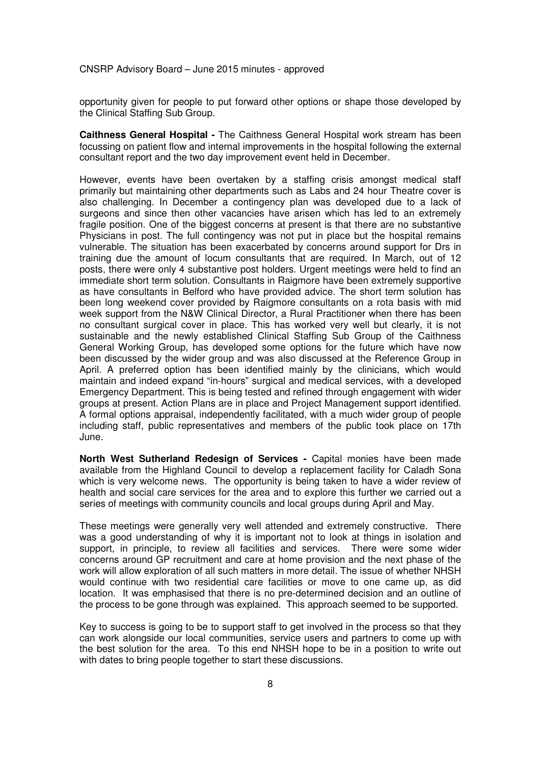opportunity given for people to put forward other options or shape those developed by the Clinical Staffing Sub Group.

**Caithness General Hospital -** The Caithness General Hospital work stream has been focussing on patient flow and internal improvements in the hospital following the external consultant report and the two day improvement event held in December.

However, events have been overtaken by a staffing crisis amongst medical staff primarily but maintaining other departments such as Labs and 24 hour Theatre cover is also challenging. In December a contingency plan was developed due to a lack of surgeons and since then other vacancies have arisen which has led to an extremely fragile position. One of the biggest concerns at present is that there are no substantive Physicians in post. The full contingency was not put in place but the hospital remains vulnerable. The situation has been exacerbated by concerns around support for Drs in training due the amount of locum consultants that are required. In March, out of 12 posts, there were only 4 substantive post holders. Urgent meetings were held to find an immediate short term solution. Consultants in Raigmore have been extremely supportive as have consultants in Belford who have provided advice. The short term solution has been long weekend cover provided by Raigmore consultants on a rota basis with mid week support from the N&W Clinical Director, a Rural Practitioner when there has been no consultant surgical cover in place. This has worked very well but clearly, it is not sustainable and the newly established Clinical Staffing Sub Group of the Caithness General Working Group, has developed some options for the future which have now been discussed by the wider group and was also discussed at the Reference Group in April. A preferred option has been identified mainly by the clinicians, which would maintain and indeed expand "in-hours" surgical and medical services, with a developed Emergency Department. This is being tested and refined through engagement with wider groups at present. Action Plans are in place and Project Management support identified. A formal options appraisal, independently facilitated, with a much wider group of people including staff, public representatives and members of the public took place on 17th June.

**North West Sutherland Redesign of Services -** Capital monies have been made available from the Highland Council to develop a replacement facility for Caladh Sona which is very welcome news. The opportunity is being taken to have a wider review of health and social care services for the area and to explore this further we carried out a series of meetings with community councils and local groups during April and May.

These meetings were generally very well attended and extremely constructive. There was a good understanding of why it is important not to look at things in isolation and support, in principle, to review all facilities and services. There were some wider concerns around GP recruitment and care at home provision and the next phase of the work will allow exploration of all such matters in more detail. The issue of whether NHSH would continue with two residential care facilities or move to one came up, as did location. It was emphasised that there is no pre-determined decision and an outline of the process to be gone through was explained. This approach seemed to be supported.

Key to success is going to be to support staff to get involved in the process so that they can work alongside our local communities, service users and partners to come up with the best solution for the area. To this end NHSH hope to be in a position to write out with dates to bring people together to start these discussions.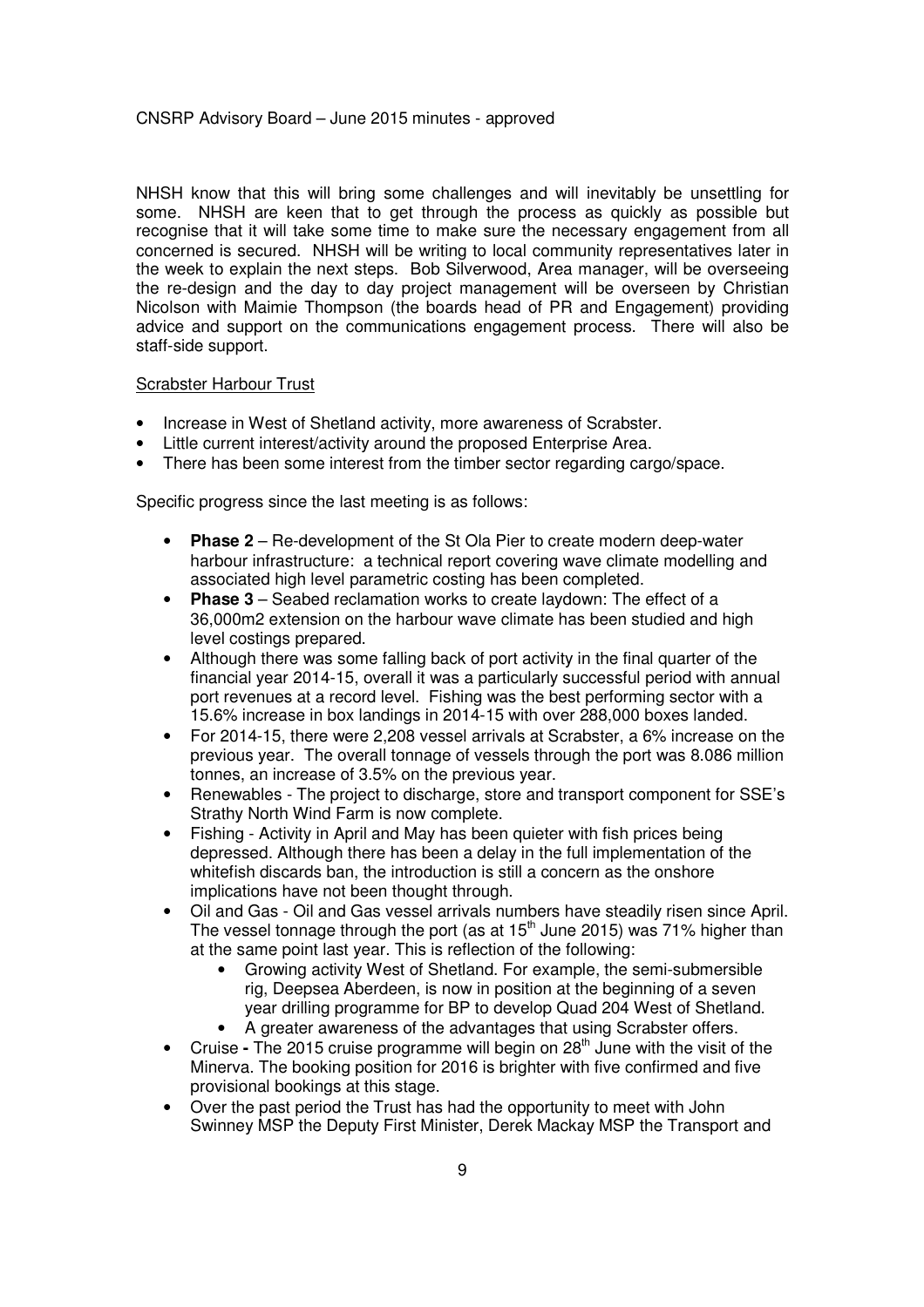NHSH know that this will bring some challenges and will inevitably be unsettling for some. NHSH are keen that to get through the process as quickly as possible but recognise that it will take some time to make sure the necessary engagement from all concerned is secured. NHSH will be writing to local community representatives later in the week to explain the next steps. Bob Silverwood, Area manager, will be overseeing the re-design and the day to day project management will be overseen by Christian Nicolson with Maimie Thompson (the boards head of PR and Engagement) providing advice and support on the communications engagement process. There will also be staff-side support.

Scrabster Harbour Trust

- Increase in West of Shetland activity, more awareness of Scrabster.
- Little current interest/activity around the proposed Enterprise Area.
- There has been some interest from the timber sector regarding cargo/space.

Specific progress since the last meeting is as follows:

- **Phase 2** – Re-development of the St Ola Pier to create modern deep-water harbour infrastructure: a technical report covering wave climate modelling and associated high level parametric costing has been completed.
- **Phase 3** – Seabed reclamation works to create laydown: The effect of a 36,000m2 extension on the harbour wave climate has been studied and high level costings prepared.
- Although there was some falling back of port activity in the final quarter of the financial year 2014-15, overall it was a particularly successful period with annual port revenues at a record level. Fishing was the best performing sector with a 15.6% increase in box landings in 2014-15 with over 288,000 boxes landed.
- For 2014-15, there were 2,208 vessel arrivals at Scrabster, a 6% increase on the previous year. The overall tonnage of vessels through the port was 8.086 million tonnes, an increase of 3.5% on the previous year.
- Renewables - The project to discharge, store and transport component for SSE's Strathy North Wind Farm is now complete.
- Fishing - Activity in April and May has been quieter with fish prices being depressed. Although there has been a delay in the full implementation of the whitefish discards ban, the introduction is still a concern as the onshore implications have not been thought through.
- Oil and Gas - Oil and Gas vessel arrivals numbers have steadily risen since April. The vessel tonnage through the port (as at 15th June 2015) was 71% higher than at the same point last year. This is reflection of the following:
    - Growing activity West of Shetland. For example, the semi-submersible rig, Deepsea Aberdeen, is now in position at the beginning of a seven year drilling programme for BP to develop Quad 204 West of Shetland.
    - A greater awareness of the advantages that using Scrabster offers.
- Cruise - The 2015 cruise programme will begin on 28th June with the visit of the Minerva. The booking position for 2016 is brighter with five confirmed and five provisional bookings at this stage.
- Over the past period the Trust has had the opportunity to meet with John Swinney MSP the Deputy First Minister, Derek Mackay MSP the Transport and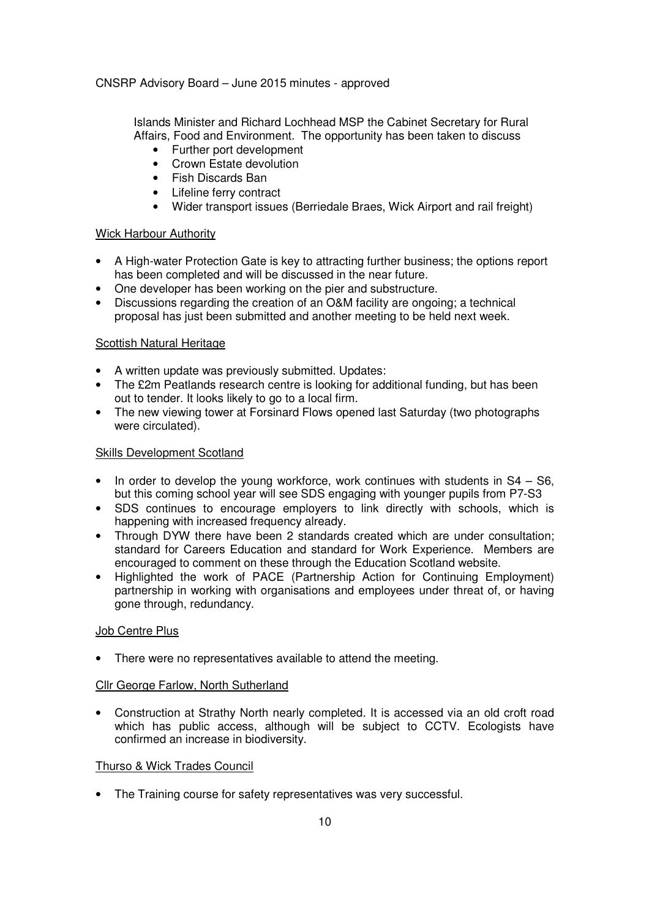Islands Minister and Richard Lochhead MSP the Cabinet Secretary for Rural Affairs, Food and Environment. The opportunity has been taken to discuss

- Further port development
- Crown Estate devolution
- Fish Discards Ban
- Lifeline ferry contract
- Wider transport issues (Berriedale Braes, Wick Airport and rail freight)

Wick Harbour Authority

- A High-water Protection Gate is key to attracting further business; the options report has been completed and will be discussed in the near future.
- One developer has been working on the pier and substructure.
- Discussions regarding the creation of an O&M facility are ongoing; a technical proposal has just been submitted and another meeting to be held next week.

Scottish Natural Heritage

- A written update was previously submitted. Updates:
- The £2m Peatlands research centre is looking for additional funding, but has been out to tender. It looks likely to go to a local firm.
- The new viewing tower at Forsinard Flows opened last Saturday (two photographs were circulated).

Skills Development Scotland

- In order to develop the young workforce, work continues with students in S4 – S6, but this coming school year will see SDS engaging with younger pupils from P7-S3
- SDS continues to encourage employers to link directly with schools, which is happening with increased frequency already.
- Through DYW there have been 2 standards created which are under consultation; standard for Careers Education and standard for Work Experience. Members are encouraged to comment on these through the Education Scotland website.
- Highlighted the work of PACE (Partnership Action for Continuing Employment) partnership in working with organisations and employees under threat of, or having gone through, redundancy.

Job Centre Plus

- There were no representatives available to attend the meeting.

Cllr George Farlow, North Sutherland

- Construction at Strathy North nearly completed. It is accessed via an old croft road which has public access, although will be subject to CCTV. Ecologists have confirmed an increase in biodiversity.

Thurso & Wick Trades Council

- The Training course for safety representatives was very successful.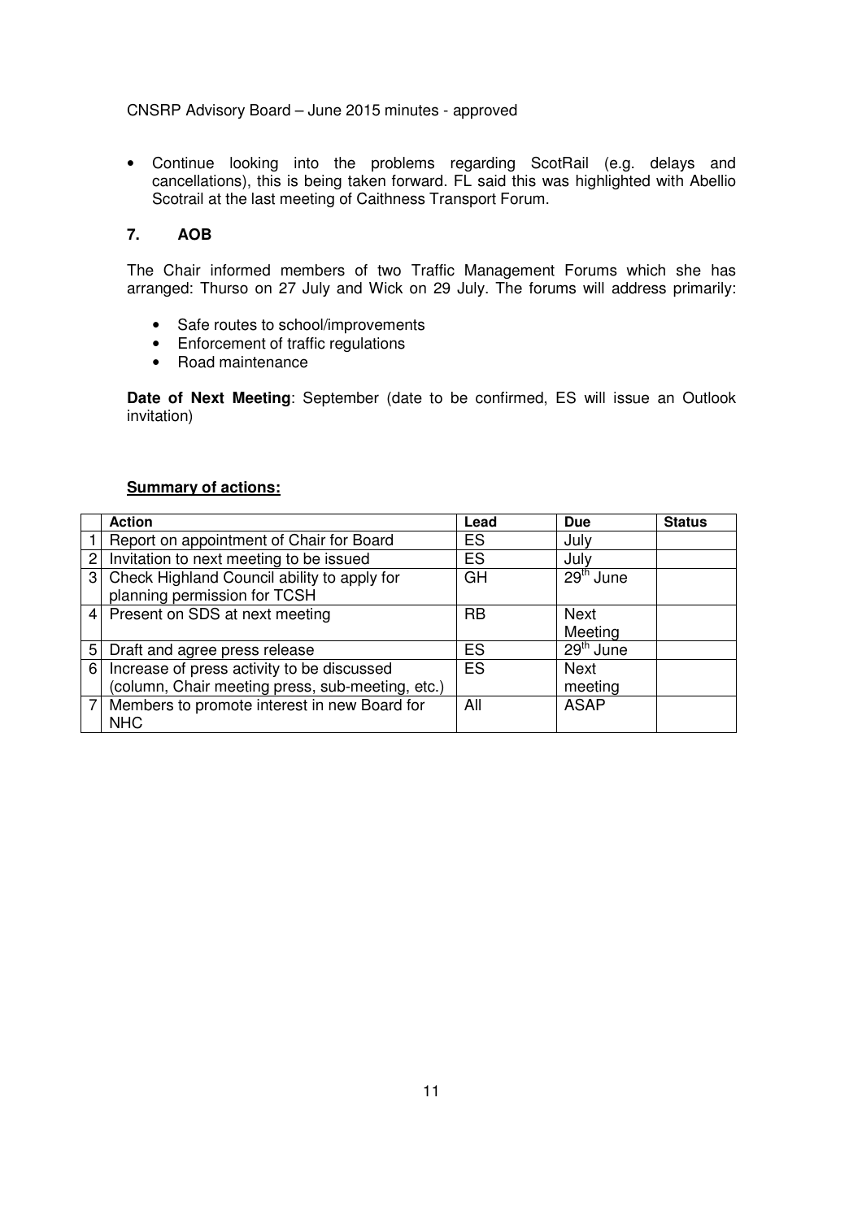- Continue looking into the problems regarding ScotRail (e.g. delays and cancellations), this is being taken forward. FL said this was highlighted with Abellio Scotrail at the last meeting of Caithness Transport Forum.

### 7. AOB

The Chair informed members of two Traffic Management Forums which she has arranged: Thurso on 27 July and Wick on 29 July. The forums will address primarily:

- Safe routes to school/improvements
- Enforcement of traffic regulations
- Road maintenance

**Date of Next Meeting**: September (date to be confirmed, ES will issue an Outlook invitation)

**Summary of actions:**

| | Action | Lead | Due | Status |
|---|---|---|---|---|
| 1 | Report on appointment of Chair for Board | ES | July | |
| 2 | Invitation to next meeting to be issued | ES | July | |
| 3 | Check Highland Council ability to apply for planning permission for TCSH | GH | 29th June | |
| 4 | Present on SDS at next meeting | RB | Next Meeting | |
| 5 | Draft and agree press release | ES | 29th June | |
| 6 | Increase of press activity to be discussed (column, Chair meeting press, sub-meeting, etc.) | ES | Next meeting | |
| 7 | Members to promote interest in new Board for NHC | All | ASAP | |